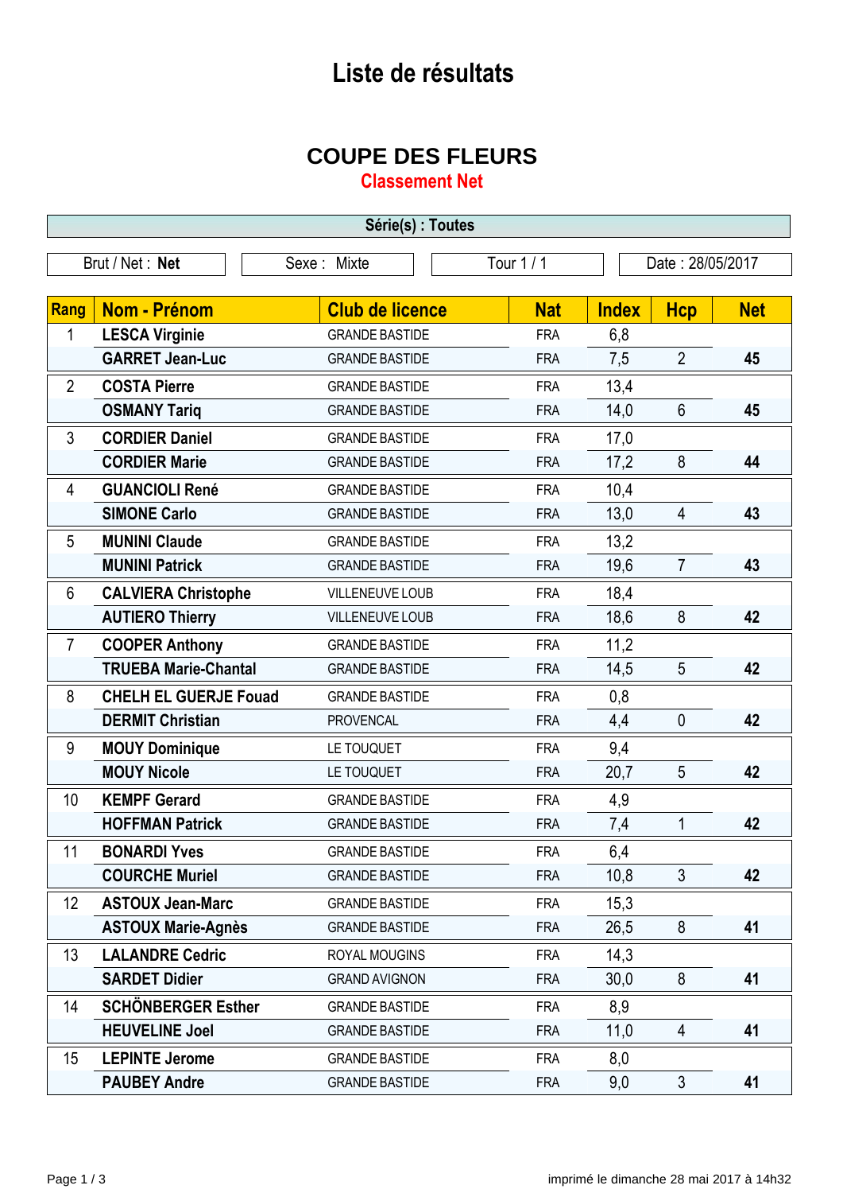# Liste de résultats

## COUPE DES FLEURS

### Classement Net

| Série(s) : Toutes | | | |
|---|---|---|---|
| Brut / Net : **Net** | Sexe : Mixte | Tour 1 / 1 | Date : 28/05/2017 |

| Rang | Nom - Prénom | Club de licence | Nat | Index | Hcp | Net |
|---|---|---|---|---|---|---|
| 1 | **LESCA Virginie** | GRANDE BASTIDE | FRA | 6,8 | | |
| | **GARRET Jean-Luc** | GRANDE BASTIDE | FRA | 7,5 | 2 | **45** |
| 2 | **COSTA Pierre** | GRANDE BASTIDE | FRA | 13,4 | | |
| | **OSMANY Tariq** | GRANDE BASTIDE | FRA | 14,0 | 6 | **45** |
| 3 | **CORDIER Daniel** | GRANDE BASTIDE | FRA | 17,0 | | |
| | **CORDIER Marie** | GRANDE BASTIDE | FRA | 17,2 | 8 | **44** |
| 4 | **GUANCIOLI René** | GRANDE BASTIDE | FRA | 10,4 | | |
| | **SIMONE Carlo** | GRANDE BASTIDE | FRA | 13,0 | 4 | **43** |
| 5 | **MUNINI Claude** | GRANDE BASTIDE | FRA | 13,2 | | |
| | **MUNINI Patrick** | GRANDE BASTIDE | FRA | 19,6 | 7 | **43** |
| 6 | **CALVIERA Christophe** | VILLENEUVE LOUB | FRA | 18,4 | | |
| | **AUTIERO Thierry** | VILLENEUVE LOUB | FRA | 18,6 | 8 | **42** |
| 7 | **COOPER Anthony** | GRANDE BASTIDE | FRA | 11,2 | | |
| | **TRUEBA Marie-Chantal** | GRANDE BASTIDE | FRA | 14,5 | 5 | **42** |
| 8 | **CHELH EL GUERJE Fouad** | GRANDE BASTIDE | FRA | 0,8 | | |
| | **DERMIT Christian** | PROVENCAL | FRA | 4,4 | 0 | **42** |
| 9 | **MOUY Dominique** | LE TOUQUET | FRA | 9,4 | | |
| | **MOUY Nicole** | LE TOUQUET | FRA | 20,7 | 5 | **42** |
| 10 | **KEMPF Gerard** | GRANDE BASTIDE | FRA | 4,9 | | |
| | **HOFFMAN Patrick** | GRANDE BASTIDE | FRA | 7,4 | 1 | **42** |
| 11 | **BONARDI Yves** | GRANDE BASTIDE | FRA | 6,4 | | |
| | **COURCHE Muriel** | GRANDE BASTIDE | FRA | 10,8 | 3 | **42** |
| 12 | **ASTOUX Jean-Marc** | GRANDE BASTIDE | FRA | 15,3 | | |
| | **ASTOUX Marie-Agnès** | GRANDE BASTIDE | FRA | 26,5 | 8 | **41** |
| 13 | **LALANDRE Cedric** | ROYAL MOUGINS | FRA | 14,3 | | |
| | **SARDET Didier** | GRAND AVIGNON | FRA | 30,0 | 8 | **41** |
| 14 | **SCHÖNBERGER Esther** | GRANDE BASTIDE | FRA | 8,9 | | |
| | **HEUVELINE Joel** | GRANDE BASTIDE | FRA | 11,0 | 4 | **41** |
| 15 | **LEPINTE Jerome** | GRANDE BASTIDE | FRA | 8,0 | | |
| | **PAUBEY Andre** | GRANDE BASTIDE | FRA | 9,0 | 3 | **41** |

imprimé le dimanche 28 mai 2017 à 14h32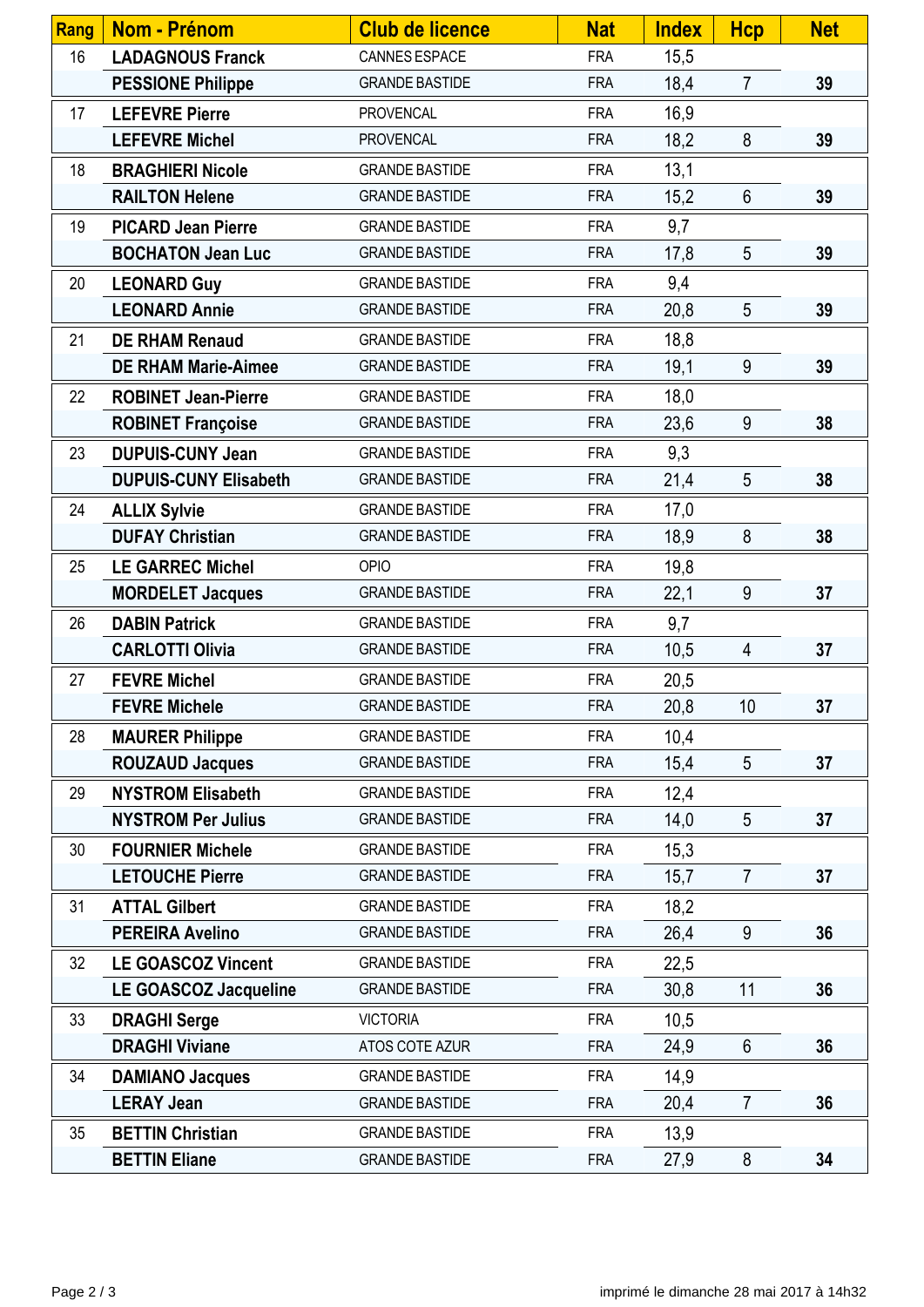| Rang | Nom - Prénom | Club de licence | Nat | Index | Hcp | Net |
|---|---|---|---|---|---|---|
| 16 | **LADAGNOUS Franck** | CANNES ESPACE | FRA | 15,5 | | |
| | **PESSIONE Philippe** | GRANDE BASTIDE | FRA | 18,4 | 7 | **39** |
| 17 | **LEFEVRE Pierre** | PROVENCAL | FRA | 16,9 | | |
| | **LEFEVRE Michel** | PROVENCAL | FRA | 18,2 | 8 | **39** |
| 18 | **BRAGHIERI Nicole** | GRANDE BASTIDE | FRA | 13,1 | | |
| | **RAILTON Helene** | GRANDE BASTIDE | FRA | 15,2 | 6 | **39** |
| 19 | **PICARD Jean Pierre** | GRANDE BASTIDE | FRA | 9,7 | | |
| | **BOCHATON Jean Luc** | GRANDE BASTIDE | FRA | 17,8 | 5 | **39** |
| 20 | **LEONARD Guy** | GRANDE BASTIDE | FRA | 9,4 | | |
| | **LEONARD Annie** | GRANDE BASTIDE | FRA | 20,8 | 5 | **39** |
| 21 | **DE RHAM Renaud** | GRANDE BASTIDE | FRA | 18,8 | | |
| | **DE RHAM Marie-Aimee** | GRANDE BASTIDE | FRA | 19,1 | 9 | **39** |
| 22 | **ROBINET Jean-Pierre** | GRANDE BASTIDE | FRA | 18,0 | | |
| | **ROBINET Françoise** | GRANDE BASTIDE | FRA | 23,6 | 9 | **38** |
| 23 | **DUPUIS-CUNY Jean** | GRANDE BASTIDE | FRA | 9,3 | | |
| | **DUPUIS-CUNY Elisabeth** | GRANDE BASTIDE | FRA | 21,4 | 5 | **38** |
| 24 | **ALLIX Sylvie** | GRANDE BASTIDE | FRA | 17,0 | | |
| | **DUFAY Christian** | GRANDE BASTIDE | FRA | 18,9 | 8 | **38** |
| 25 | **LE GARREC Michel** | OPIO | FRA | 19,8 | | |
| | **MORDELET Jacques** | GRANDE BASTIDE | FRA | 22,1 | 9 | **37** |
| 26 | **DABIN Patrick** | GRANDE BASTIDE | FRA | 9,7 | | |
| | **CARLOTTI Olivia** | GRANDE BASTIDE | FRA | 10,5 | 4 | **37** |
| 27 | **FEVRE Michel** | GRANDE BASTIDE | FRA | 20,5 | | |
| | **FEVRE Michele** | GRANDE BASTIDE | FRA | 20,8 | 10 | **37** |
| 28 | **MAURER Philippe** | GRANDE BASTIDE | FRA | 10,4 | | |
| | **ROUZAUD Jacques** | GRANDE BASTIDE | FRA | 15,4 | 5 | **37** |
| 29 | **NYSTROM Elisabeth** | GRANDE BASTIDE | FRA | 12,4 | | |
| | **NYSTROM Per Julius** | GRANDE BASTIDE | FRA | 14,0 | 5 | **37** |
| 30 | **FOURNIER Michele** | GRANDE BASTIDE | FRA | 15,3 | | |
| | **LETOUCHE Pierre** | GRANDE BASTIDE | FRA | 15,7 | 7 | **37** |
| 31 | **ATTAL Gilbert** | GRANDE BASTIDE | FRA | 18,2 | | |
| | **PEREIRA Avelino** | GRANDE BASTIDE | FRA | 26,4 | 9 | **36** |
| 32 | **LE GOASCOZ Vincent** | GRANDE BASTIDE | FRA | 22,5 | | |
| | **LE GOASCOZ Jacqueline** | GRANDE BASTIDE | FRA | 30,8 | 11 | **36** |
| 33 | **DRAGHI Serge** | VICTORIA | FRA | 10,5 | | |
| | **DRAGHI Viviane** | ATOS COTE AZUR | FRA | 24,9 | 6 | **36** |
| 34 | **DAMIANO Jacques** | GRANDE BASTIDE | FRA | 14,9 | | |
| | **LERAY Jean** | GRANDE BASTIDE | FRA | 20,4 | 7 | **36** |
| 35 | **BETTIN Christian** | GRANDE BASTIDE | FRA | 13,9 | | |
| | **BETTIN Eliane** | GRANDE BASTIDE | FRA | 27,9 | 8 | **34** |

imprimé le dimanche 28 mai 2017 à 14h32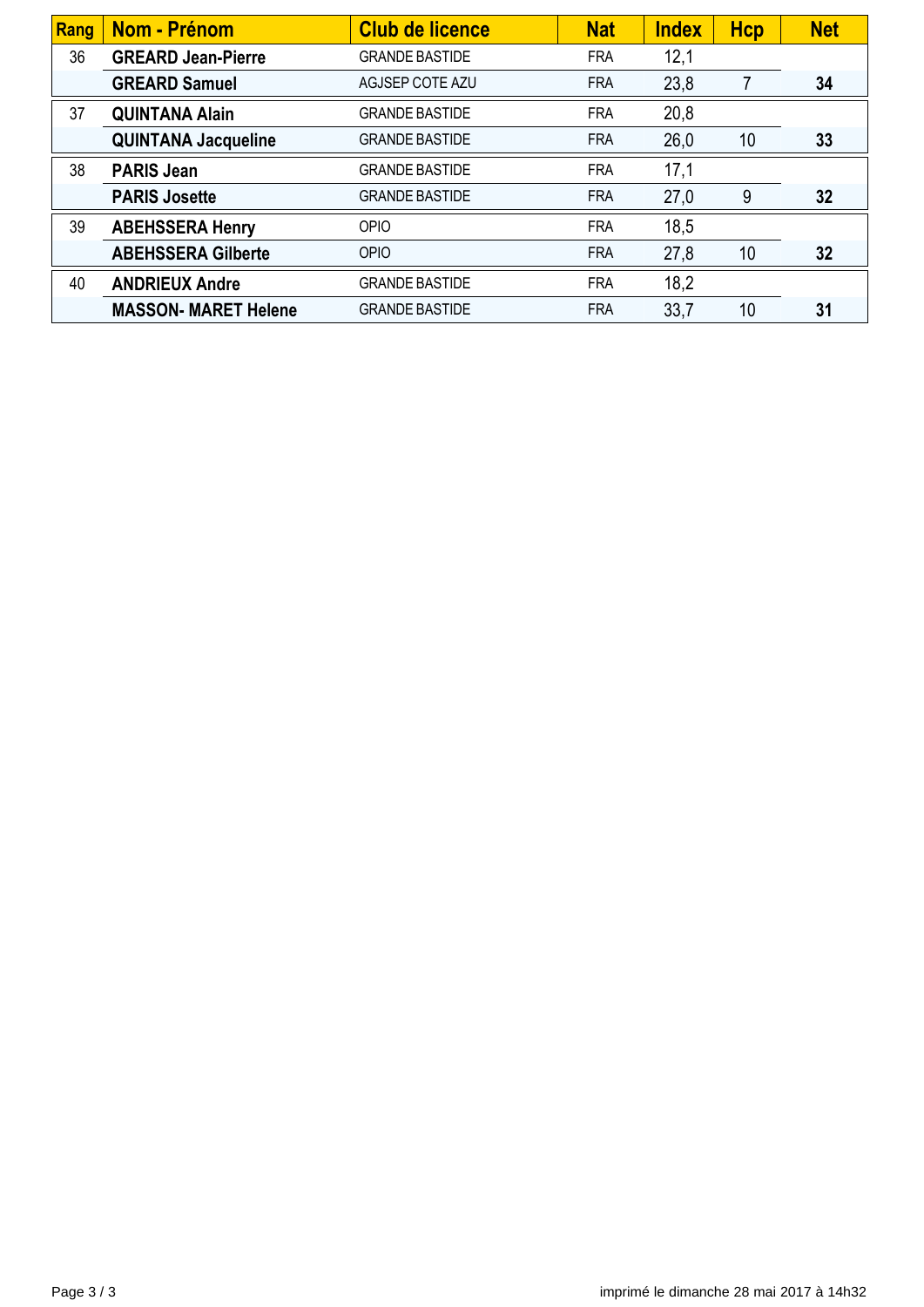| Rang | Nom - Prénom | Club de licence | Nat | Index | Hcp | Net |
|---|---|---|---|---|---|---|
| 36 | **GREARD Jean-Pierre** | GRANDE BASTIDE | FRA | 12,1 | | |
| | **GREARD Samuel** | AGJSEP COTE AZU | FRA | 23,8 | 7 | **34** |
| 37 | **QUINTANA Alain** | GRANDE BASTIDE | FRA | 20,8 | | |
| | **QUINTANA Jacqueline** | GRANDE BASTIDE | FRA | 26,0 | 10 | **33** |
| 38 | **PARIS Jean** | GRANDE BASTIDE | FRA | 17,1 | | |
| | **PARIS Josette** | GRANDE BASTIDE | FRA | 27,0 | 9 | **32** |
| 39 | **ABEHSSERA Henry** | OPIO | FRA | 18,5 | | |
| | **ABEHSSERA Gilberte** | OPIO | FRA | 27,8 | 10 | **32** |
| 40 | **ANDRIEUX Andre** | GRANDE BASTIDE | FRA | 18,2 | | |
| | **MASSON- MARET Helene** | GRANDE BASTIDE | FRA | 33,7 | 10 | **31** |

imprimé le dimanche 28 mai 2017 à 14h32